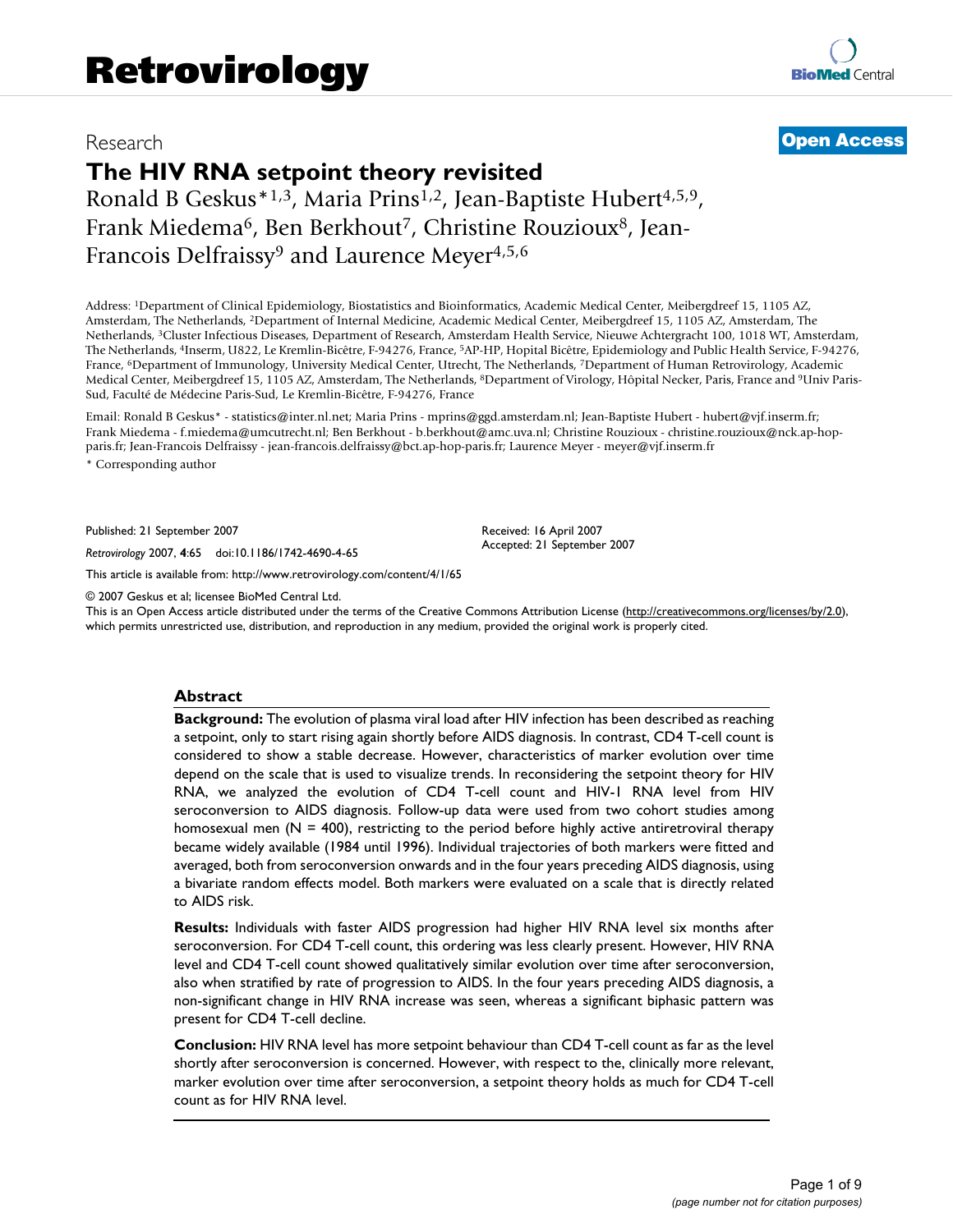Research

**Open Access**

# The HIV RNA setpoint theory revisited

Ronald B Geskus*[1,3], Maria Prins[1,2], Jean-Baptiste Hubert[4,5,9], Frank Miedema[6], Ben Berkhout[7], Christine Rouzioux[8], Jean-Francois Delfraissy[9] and Laurence Meyer[4,5,6]

Address: [1]Department of Clinical Epidemiology, Biostatistics and Bioinformatics, Academic Medical Center, Meibergdreef 15, 1105 AZ, Amsterdam, The Netherlands, [2]Department of Internal Medicine, Academic Medical Center, Meibergdreef 15, 1105 AZ, Amsterdam, The Netherlands, [3]Cluster Infectious Diseases, Department of Research, Amsterdam Health Service, Nieuwe Achtergracht 100, 1018 WT, Amsterdam, The Netherlands, [4]Inserm, U822, Le Kremlin-Bicêtre, F-94276, France, [5]AP-HP, Hopital Bicêtre, Epidemiology and Public Health Service, F-94276, France, [6]Department of Immunology, University Medical Center, Utrecht, The Netherlands, [7]Department of Human Retrovirology, Academic Medical Center, Meibergdreef 15, 1105 AZ, Amsterdam, The Netherlands, [8]Department of Virology, Hôpital Necker, Paris, France and [9]Univ Paris-Sud, Faculté de Médecine Paris-Sud, Le Kremlin-Bicêtre, F-94276, France

Email: Ronald B Geskus* - statistics@inter.nl.net; Maria Prins - mprins@ggd.amsterdam.nl; Jean-Baptiste Hubert - hubert@vjf.inserm.fr; Frank Miedema - f.miedema@umcutrecht.nl; Ben Berkhout - b.berkhout@amc.uva.nl; Christine Rouzioux - christine.rouzioux@nck.ap-hop-paris.fr; Jean-Francois Delfraissy - jean-francois.delfraissy@bct.ap-hop-paris.fr; Laurence Meyer - meyer@vjf.inserm.fr

* Corresponding author

Published: 21 September 2007

*Retrovirology* 2007, **4**:65 doi:10.1186/1742-4690-4-65

Received: 16 April 2007
Accepted: 21 September 2007

This article is available from: http://www.retrovirology.com/content/4/1/65

© 2007 Geskus et al; licensee BioMed Central Ltd.
This is an Open Access article distributed under the terms of the Creative Commons Attribution License (http://creativecommons.org/licenses/by/2.0), which permits unrestricted use, distribution, and reproduction in any medium, provided the original work is properly cited.

## Abstract

**Background:** The evolution of plasma viral load after HIV infection has been described as reaching a setpoint, only to start rising again shortly before AIDS diagnosis. In contrast, CD4 T-cell count is considered to show a stable decrease. However, characteristics of marker evolution over time depend on the scale that is used to visualize trends. In reconsidering the setpoint theory for HIV RNA, we analyzed the evolution of CD4 T-cell count and HIV-1 RNA level from HIV seroconversion to AIDS diagnosis. Follow-up data were used from two cohort studies among homosexual men (N = 400), restricting to the period before highly active antiretroviral therapy became widely available (1984 until 1996). Individual trajectories of both markers were fitted and averaged, both from seroconversion onwards and in the four years preceding AIDS diagnosis, using a bivariate random effects model. Both markers were evaluated on a scale that is directly related to AIDS risk.

**Results:** Individuals with faster AIDS progression had higher HIV RNA level six months after seroconversion. For CD4 T-cell count, this ordering was less clearly present. However, HIV RNA level and CD4 T-cell count showed qualitatively similar evolution over time after seroconversion, also when stratified by rate of progression to AIDS. In the four years preceding AIDS diagnosis, a non-significant change in HIV RNA increase was seen, whereas a significant biphasic pattern was present for CD4 T-cell decline.

**Conclusion:** HIV RNA level has more setpoint behaviour than CD4 T-cell count as far as the level shortly after seroconversion is concerned. However, with respect to the, clinically more relevant, marker evolution over time after seroconversion, a setpoint theory holds as much for CD4 T-cell count as for HIV RNA level.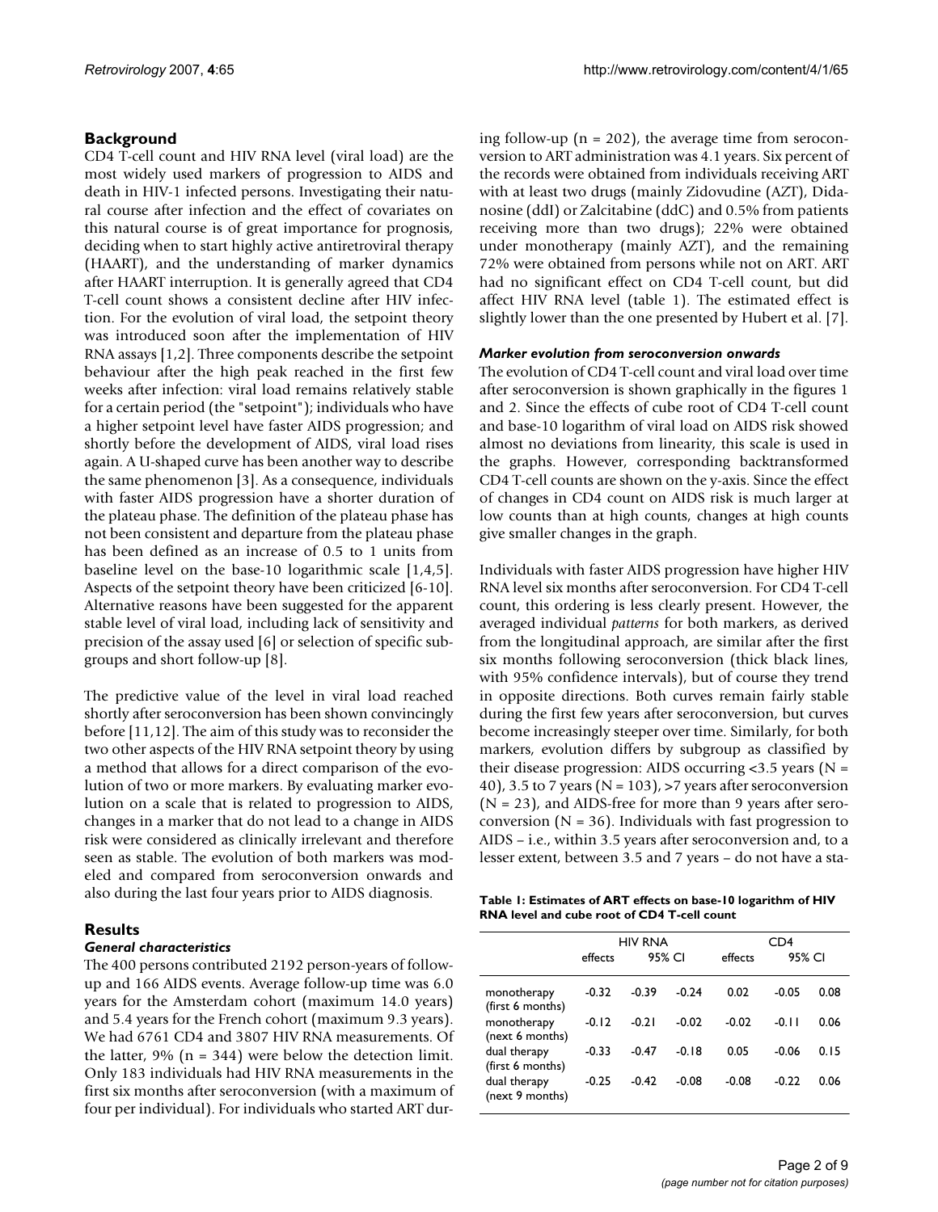## Background

CD4 T-cell count and HIV RNA level (viral load) are the most widely used markers of progression to AIDS and death in HIV-1 infected persons. Investigating their natural course after infection and the effect of covariates on this natural course is of great importance for prognosis, deciding when to start highly active antiretroviral therapy (HAART), and the understanding of marker dynamics after HAART interruption. It is generally agreed that CD4 T-cell count shows a consistent decline after HIV infection. For the evolution of viral load, the setpoint theory was introduced soon after the implementation of HIV RNA assays [1,2]. Three components describe the setpoint behaviour after the high peak reached in the first few weeks after infection: viral load remains relatively stable for a certain period (the "setpoint"); individuals who have a higher setpoint level have faster AIDS progression; and shortly before the development of AIDS, viral load rises again. A U-shaped curve has been another way to describe the same phenomenon [3]. As a consequence, individuals with faster AIDS progression have a shorter duration of the plateau phase. The definition of the plateau phase has not been consistent and departure from the plateau phase has been defined as an increase of 0.5 to 1 units from baseline level on the base-10 logarithmic scale [1,4,5]. Aspects of the setpoint theory have been criticized [6-10]. Alternative reasons have been suggested for the apparent stable level of viral load, including lack of sensitivity and precision of the assay used [6] or selection of specific subgroups and short follow-up [8].

The predictive value of the level in viral load reached shortly after seroconversion has been shown convincingly before [11,12]. The aim of this study was to reconsider the two other aspects of the HIV RNA setpoint theory by using a method that allows for a direct comparison of the evolution of two or more markers. By evaluating marker evolution on a scale that is related to progression to AIDS, changes in a marker that do not lead to a change in AIDS risk were considered as clinically irrelevant and therefore seen as stable. The evolution of both markers was modeled and compared from seroconversion onwards and also during the last four years prior to AIDS diagnosis.

## Results

### *General characteristics*

The 400 persons contributed 2192 person-years of follow-up and 166 AIDS events. Average follow-up time was 6.0 years for the Amsterdam cohort (maximum 14.0 years) and 5.4 years for the French cohort (maximum 9.3 years). We had 6761 CD4 and 3807 HIV RNA measurements. Of the latter, 9% (n = 344) were below the detection limit. Only 183 individuals had HIV RNA measurements in the first six months after seroconversion (with a maximum of four per individual). For individuals who started ART during follow-up (n = 202), the average time from seroconversion to ART administration was 4.1 years. Six percent of the records were obtained from individuals receiving ART with at least two drugs (mainly Zidovudine (AZT), Didanosine (ddI) or Zalcitabine (ddC) and 0.5% from patients receiving more than two drugs); 22% were obtained under monotherapy (mainly AZT), and the remaining 72% were obtained from persons while not on ART. ART had no significant effect on CD4 T-cell count, but did affect HIV RNA level (table 1). The estimated effect is slightly lower than the one presented by Hubert et al. [7].

### *Marker evolution from seroconversion onwards*

The evolution of CD4 T-cell count and viral load over time after seroconversion is shown graphically in the figures 1 and 2. Since the effects of cube root of CD4 T-cell count and base-10 logarithm of viral load on AIDS risk showed almost no deviations from linearity, this scale is used in the graphs. However, corresponding backtransformed CD4 T-cell counts are shown on the y-axis. Since the effect of changes in CD4 count on AIDS risk is much larger at low counts than at high counts, changes at high counts give smaller changes in the graph.

Individuals with faster AIDS progression have higher HIV RNA level six months after seroconversion. For CD4 T-cell count, this ordering is less clearly present. However, the averaged individual *patterns* for both markers, as derived from the longitudinal approach, are similar after the first six months following seroconversion (thick black lines, with 95% confidence intervals), but of course they trend in opposite directions. Both curves remain fairly stable during the first few years after seroconversion, but curves become increasingly steeper over time. Similarly, for both markers, evolution differs by subgroup as classified by their disease progression: AIDS occurring <3.5 years (N = 40), 3.5 to 7 years (N = 103), >7 years after seroconversion (N = 23), and AIDS-free for more than 9 years after seroconversion (N = 36). Individuals with fast progression to AIDS – i.e., within 3.5 years after seroconversion and, to a lesser extent, between 3.5 and 7 years – do not have a sta-

**Table 1: Estimates of ART effects on base-10 logarithm of HIV RNA level and cube root of CD4 T-cell count**

| | HIV RNA | | | CD4 | | |
|---|---|---|---|---|---|---|
| | effects | 95% CI | | effects | 95% CI | |
| monotherapy (first 6 months) | -0.32 | -0.39 | -0.24 | 0.02 | -0.05 | 0.08 |
| monotherapy (next 6 months) | -0.12 | -0.21 | -0.02 | -0.02 | -0.11 | 0.06 |
| dual therapy (first 6 months) | -0.33 | -0.47 | -0.18 | 0.05 | -0.06 | 0.15 |
| dual therapy (next 9 months) | -0.25 | -0.42 | -0.08 | -0.08 | -0.22 | 0.06 |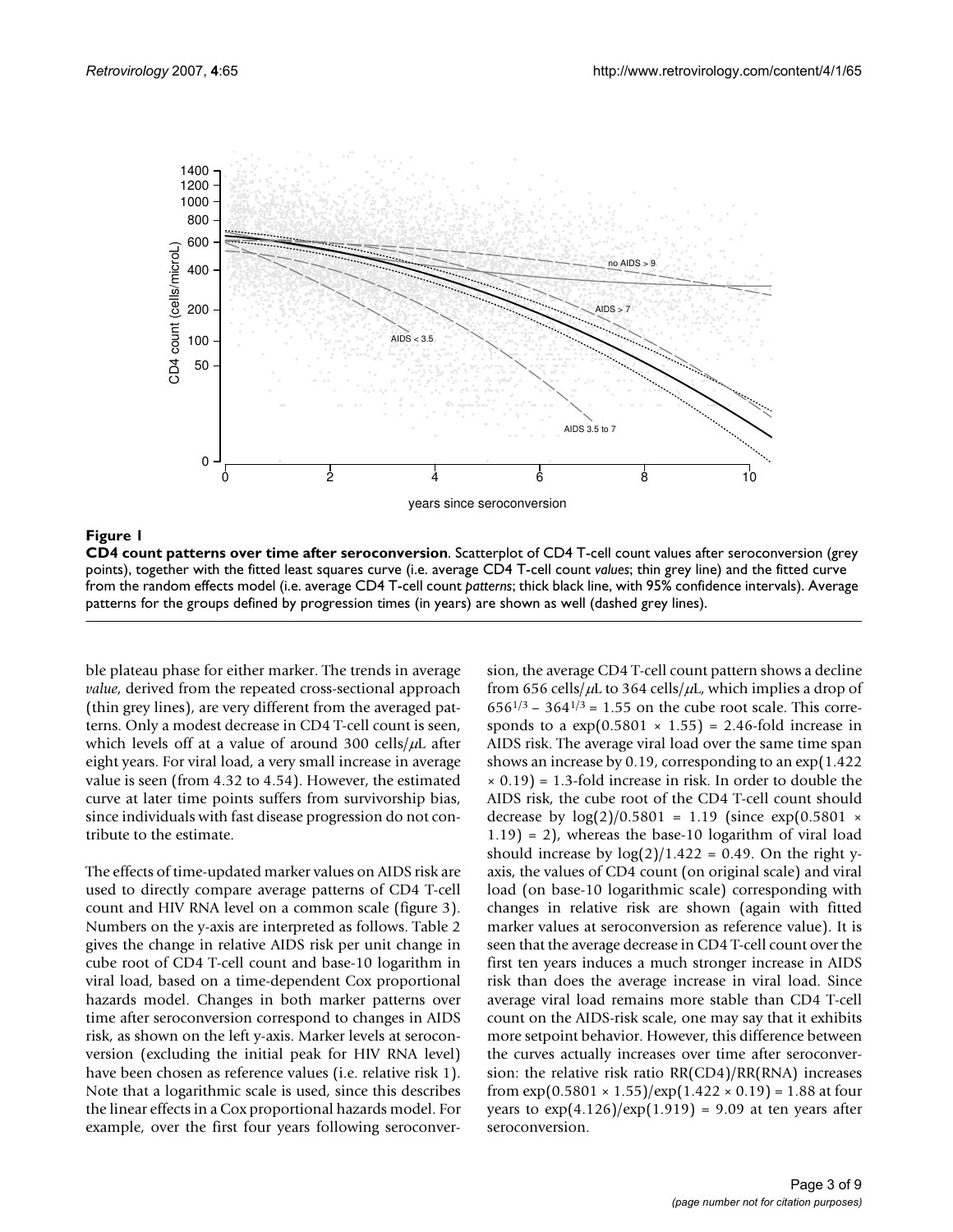**Figure 1**

**CD4 count patterns over time after seroconversion**. Scatterplot of CD4 T-cell count values after seroconversion (grey points), together with the fitted least squares curve (i.e. average CD4 T-cell count *values*; thin grey line) and the fitted curve from the random effects model (i.e. average CD4 T-cell count *patterns*; thick black line, with 95% confidence intervals). Average patterns for the groups defined by progression times (in years) are shown as well (dashed grey lines).

ble plateau phase for either marker. The trends in average *value*, derived from the repeated cross-sectional approach (thin grey lines), are very different from the averaged patterns. Only a modest decrease in CD4 T-cell count is seen, which levels off at a value of around 300 cells/$\mu$L after eight years. For viral load, a very small increase in average value is seen (from 4.32 to 4.54). However, the estimated curve at later time points suffers from survivorship bias, since individuals with fast disease progression do not contribute to the estimate.

The effects of time-updated marker values on AIDS risk are used to directly compare average patterns of CD4 T-cell count and HIV RNA level on a common scale (figure 3). Numbers on the y-axis are interpreted as follows. Table 2 gives the change in relative AIDS risk per unit change in cube root of CD4 T-cell count and base-10 logarithm in viral load, based on a time-dependent Cox proportional hazards model. Changes in both marker patterns over time after seroconversion correspond to changes in AIDS risk, as shown on the left y-axis. Marker levels at seroconversion (excluding the initial peak for HIV RNA level) have been chosen as reference values (i.e. relative risk 1). Note that a logarithmic scale is used, since this describes the linear effects in a Cox proportional hazards model. For example, over the first four years following seroconversion, the average CD4 T-cell count pattern shows a decline from 656 cells/$\mu$L to 364 cells/$\mu$L, which implies a drop of $656^{1/3} - 364^{1/3} = 1.55$ on the cube root scale. This corresponds to a $\exp(0.5801 \times 1.55) = 2.46$-fold increase in AIDS risk. The average viral load over the same time span shows an increase by 0.19, corresponding to an $\exp(1.422 \times 0.19) = 1.3$-fold increase in risk. In order to double the AIDS risk, the cube root of the CD4 T-cell count should decrease by $\log(2)/0.5801 = 1.19$ (since $\exp(0.5801 \times 1.19) = 2$), whereas the base-10 logarithm of viral load should increase by $\log(2)/1.422 = 0.49$. On the right y-axis, the values of CD4 count (on original scale) and viral load (on base-10 logarithmic scale) corresponding with changes in relative risk are shown (again with fitted marker values at seroconversion as reference value). It is seen that the average decrease in CD4 T-cell count over the first ten years induces a much stronger increase in AIDS risk than does the average increase in viral load. Since average viral load remains more stable than CD4 T-cell count on the AIDS-risk scale, one may say that it exhibits more setpoint behavior. However, this difference between the curves actually increases over time after seroconversion: the relative risk ratio RR(CD4)/RR(RNA) increases from $\exp(0.5801 \times 1.55)/\exp(1.422 \times 0.19) = 1.88$ at four years to $\exp(4.126)/\exp(1.919) = 9.09$ at ten years after seroconversion.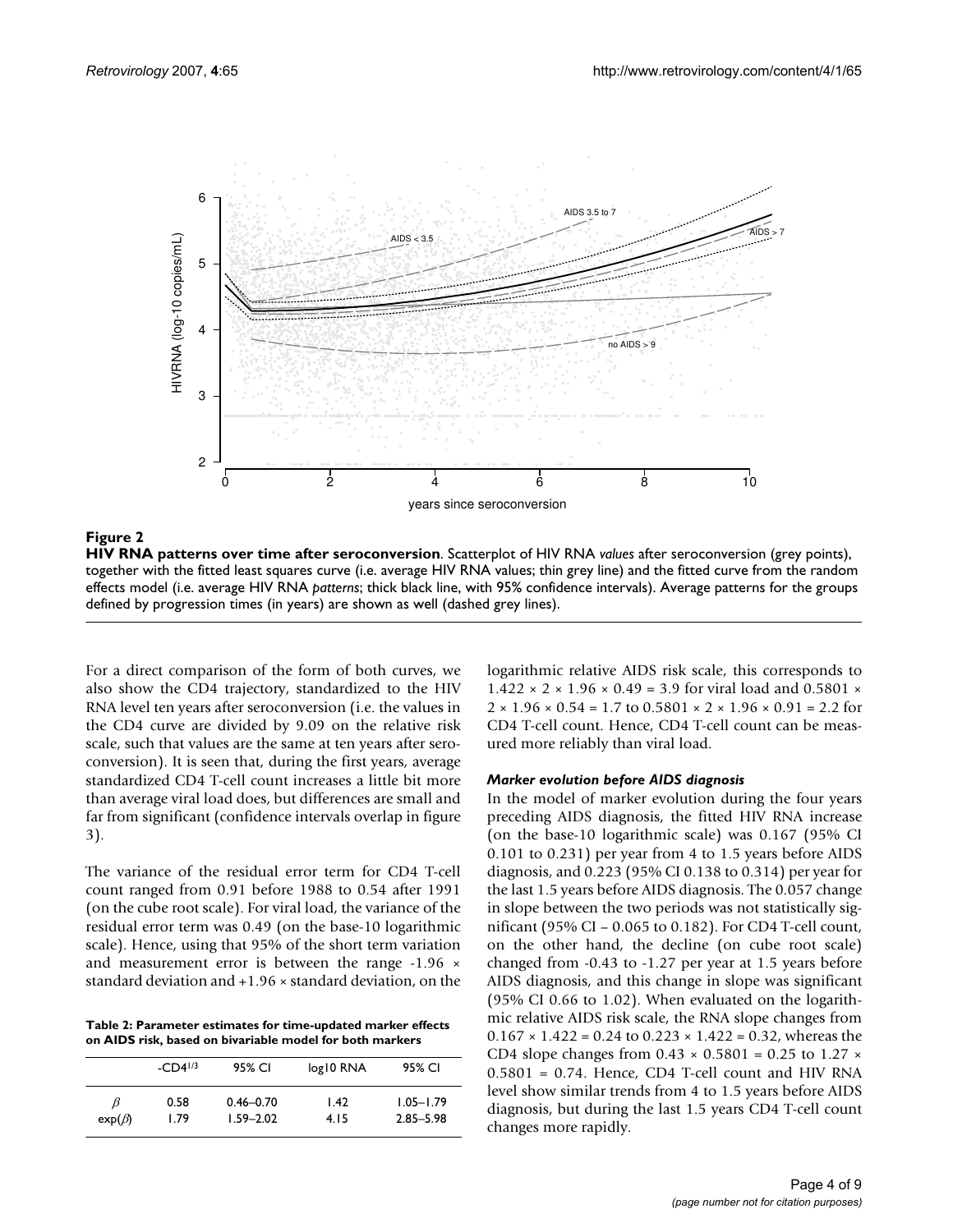**Figure 2**

**HIV RNA patterns over time after seroconversion**. Scatterplot of HIV RNA *values* after seroconversion (grey points), together with the fitted least squares curve (i.e. average HIV RNA values; thin grey line) and the fitted curve from the random effects model (i.e. average HIV RNA *patterns*; thick black line, with 95% confidence intervals). Average patterns for the groups defined by progression times (in years) are shown as well (dashed grey lines).

For a direct comparison of the form of both curves, we also show the CD4 trajectory, standardized to the HIV RNA level ten years after seroconversion (i.e. the values in the CD4 curve are divided by 9.09 on the relative risk scale, such that values are the same at ten years after seroconversion). It is seen that, during the first years, average standardized CD4 T-cell count increases a little bit more than average viral load does, but differences are small and far from significant (confidence intervals overlap in figure 3).

The variance of the residual error term for CD4 T-cell count ranged from 0.91 before 1988 to 0.54 after 1991 (on the cube root scale). For viral load, the variance of the residual error term was 0.49 (on the base-10 logarithmic scale). Hence, using that 95% of the short term variation and measurement error is between the range -1.96 × standard deviation and +1.96 × standard deviation, on the logarithmic relative AIDS risk scale, this corresponds to 1.422 × 2 × 1.96 × 0.49 = 3.9 for viral load and 0.5801 × 2 × 1.96 × 0.54 = 1.7 to 0.5801 × 2 × 1.96 × 0.91 = 2.2 for CD4 T-cell count. Hence, CD4 T-cell count can be measured more reliably than viral load.

**Table 2: Parameter estimates for time-updated marker effects on AIDS risk, based on bivariable model for both markers**

| | $-CD4^{1/3}$ | 95% CI | log10 RNA | 95% CI |
|---|---|---|---|---|
| $\beta$ | 0.58 | 0.46–0.70 | 1.42 | 1.05–1.79 |
| $\exp(\beta)$ | 1.79 | 1.59–2.02 | 4.15 | 2.85–5.98 |

### *Marker evolution before AIDS diagnosis*

In the model of marker evolution during the four years preceding AIDS diagnosis, the fitted HIV RNA increase (on the base-10 logarithmic scale) was 0.167 (95% CI 0.101 to 0.231) per year from 4 to 1.5 years before AIDS diagnosis, and 0.223 (95% CI 0.138 to 0.314) per year for the last 1.5 years before AIDS diagnosis. The 0.057 change in slope between the two periods was not statistically significant (95% CI – 0.065 to 0.182). For CD4 T-cell count, on the other hand, the decline (on cube root scale) changed from -0.43 to -1.27 per year at 1.5 years before AIDS diagnosis, and this change in slope was significant (95% CI 0.66 to 1.02). When evaluated on the logarithmic relative AIDS risk scale, the RNA slope changes from 0.167 × 1.422 = 0.24 to 0.223 × 1.422 = 0.32, whereas the CD4 slope changes from 0.43 × 0.5801 = 0.25 to 1.27 × 0.5801 = 0.74. Hence, CD4 T-cell count and HIV RNA level show similar trends from 4 to 1.5 years before AIDS diagnosis, but during the last 1.5 years CD4 T-cell count changes more rapidly.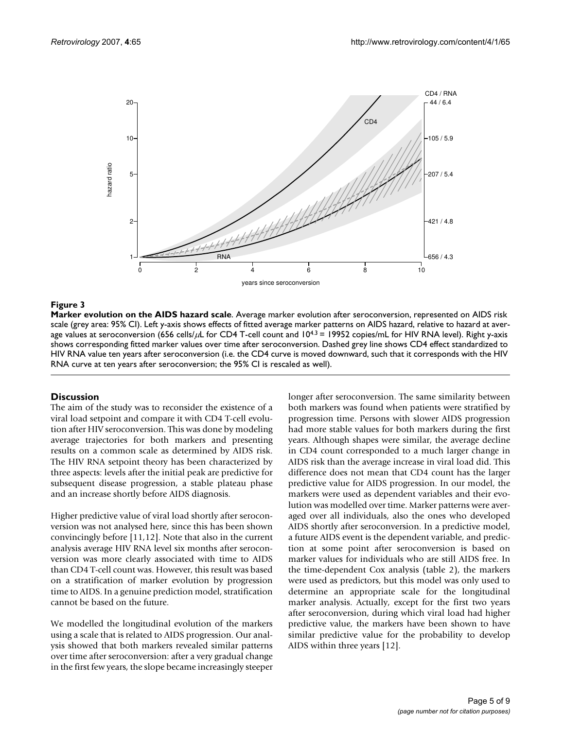**Figure 3**

**Marker evolution on the AIDS hazard scale**. Average marker evolution after seroconversion, represented on AIDS risk scale (grey area: 95% CI). Left y-axis shows effects of fitted average marker patterns on AIDS hazard, relative to hazard at average values at seroconversion (656 cells/μL for CD4 T-cell count and $10^{4.3}$ = 19952 copies/mL for HIV RNA level). Right y-axis shows corresponding fitted marker values over time after seroconversion. Dashed grey line shows CD4 effect standardized to HIV RNA value ten years after seroconversion (i.e. the CD4 curve is moved downward, such that it corresponds with the HIV RNA curve at ten years after seroconversion; the 95% CI is rescaled as well).

## Discussion

The aim of the study was to reconsider the existence of a viral load setpoint and compare it with CD4 T-cell evolution after HIV seroconversion. This was done by modeling average trajectories for both markers and presenting results on a common scale as determined by AIDS risk. The HIV RNA setpoint theory has been characterized by three aspects: levels after the initial peak are predictive for subsequent disease progression, a stable plateau phase and an increase shortly before AIDS diagnosis.

Higher predictive value of viral load shortly after seroconversion was not analysed here, since this has been shown convincingly before [11,12]. Note that also in the current analysis average HIV RNA level six months after seroconversion was more clearly associated with time to AIDS than CD4 T-cell count was. However, this result was based on a stratification of marker evolution by progression time to AIDS. In a genuine prediction model, stratification cannot be based on the future.

We modelled the longitudinal evolution of the markers using a scale that is related to AIDS progression. Our analysis showed that both markers revealed similar patterns over time after seroconversion: after a very gradual change in the first few years, the slope became increasingly steeper longer after seroconversion. The same similarity between both markers was found when patients were stratified by progression time. Persons with slower AIDS progression had more stable values for both markers during the first years. Although shapes were similar, the average decline in CD4 count corresponded to a much larger change in AIDS risk than the average increase in viral load did. This difference does not mean that CD4 count has the larger predictive value for AIDS progression. In our model, the markers were used as dependent variables and their evolution was modelled over time. Marker patterns were averaged over all individuals, also the ones who developed AIDS shortly after seroconversion. In a predictive model, a future AIDS event is the dependent variable, and prediction at some point after seroconversion is based on marker values for individuals who are still AIDS free. In the time-dependent Cox analysis (table 2), the markers were used as predictors, but this model was only used to determine an appropriate scale for the longitudinal marker analysis. Actually, except for the first two years after seroconversion, during which viral load had higher predictive value, the markers have been shown to have similar predictive value for the probability to develop AIDS within three years [12].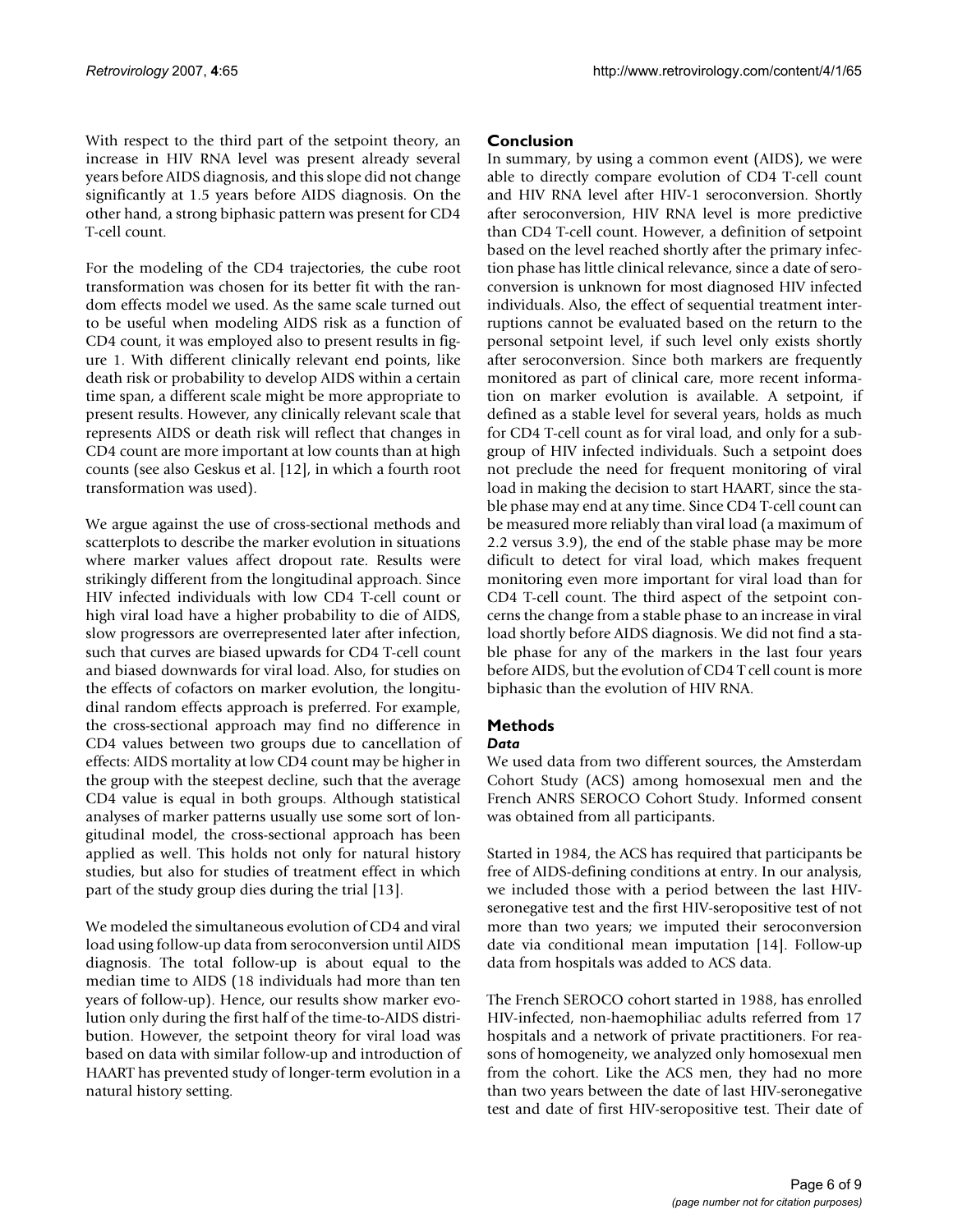With respect to the third part of the setpoint theory, an increase in HIV RNA level was present already several years before AIDS diagnosis, and this slope did not change significantly at 1.5 years before AIDS diagnosis. On the other hand, a strong biphasic pattern was present for CD4 T-cell count.

For the modeling of the CD4 trajectories, the cube root transformation was chosen for its better fit with the random effects model we used. As the same scale turned out to be useful when modeling AIDS risk as a function of CD4 count, it was employed also to present results in figure 1. With different clinically relevant end points, like death risk or probability to develop AIDS within a certain time span, a different scale might be more appropriate to present results. However, any clinically relevant scale that represents AIDS or death risk will reflect that changes in CD4 count are more important at low counts than at high counts (see also Geskus et al. [12], in which a fourth root transformation was used).

We argue against the use of cross-sectional methods and scatterplots to describe the marker evolution in situations where marker values affect dropout rate. Results were strikingly different from the longitudinal approach. Since HIV infected individuals with low CD4 T-cell count or high viral load have a higher probability to die of AIDS, slow progressors are overrepresented later after infection, such that curves are biased upwards for CD4 T-cell count and biased downwards for viral load. Also, for studies on the effects of cofactors on marker evolution, the longitudinal random effects approach is preferred. For example, the cross-sectional approach may find no difference in CD4 values between two groups due to cancellation of effects: AIDS mortality at low CD4 count may be higher in the group with the steepest decline, such that the average CD4 value is equal in both groups. Although statistical analyses of marker patterns usually use some sort of longitudinal model, the cross-sectional approach has been applied as well. This holds not only for natural history studies, but also for studies of treatment effect in which part of the study group dies during the trial [13].

We modeled the simultaneous evolution of CD4 and viral load using follow-up data from seroconversion until AIDS diagnosis. The total follow-up is about equal to the median time to AIDS (18 individuals had more than ten years of follow-up). Hence, our results show marker evolution only during the first half of the time-to-AIDS distribution. However, the setpoint theory for viral load was based on data with similar follow-up and introduction of HAART has prevented study of longer-term evolution in a natural history setting.

## Conclusion

In summary, by using a common event (AIDS), we were able to directly compare evolution of CD4 T-cell count and HIV RNA level after HIV-1 seroconversion. Shortly after seroconversion, HIV RNA level is more predictive than CD4 T-cell count. However, a definition of setpoint based on the level reached shortly after the primary infection phase has little clinical relevance, since a date of seroconversion is unknown for most diagnosed HIV infected individuals. Also, the effect of sequential treatment interruptions cannot be evaluated based on the return to the personal setpoint level, if such level only exists shortly after seroconversion. Since both markers are frequently monitored as part of clinical care, more recent information on marker evolution is available. A setpoint, if defined as a stable level for several years, holds as much for CD4 T-cell count as for viral load, and only for a subgroup of HIV infected individuals. Such a setpoint does not preclude the need for frequent monitoring of viral load in making the decision to start HAART, since the stable phase may end at any time. Since CD4 T-cell count can be measured more reliably than viral load (a maximum of 2.2 versus 3.9), the end of the stable phase may be more dificult to detect for viral load, which makes frequent monitoring even more important for viral load than for CD4 T-cell count. The third aspect of the setpoint concerns the change from a stable phase to an increase in viral load shortly before AIDS diagnosis. We did not find a stable phase for any of the markers in the last four years before AIDS, but the evolution of CD4 T cell count is more biphasic than the evolution of HIV RNA.

## Methods

### *Data*

We used data from two different sources, the Amsterdam Cohort Study (ACS) among homosexual men and the French ANRS SEROCO Cohort Study. Informed consent was obtained from all participants.

Started in 1984, the ACS has required that participants be free of AIDS-defining conditions at entry. In our analysis, we included those with a period between the last HIV-seronegative test and the first HIV-seropositive test of not more than two years; we imputed their seroconversion date via conditional mean imputation [14]. Follow-up data from hospitals was added to ACS data.

The French SEROCO cohort started in 1988, has enrolled HIV-infected, non-haemophiliac adults referred from 17 hospitals and a network of private practitioners. For reasons of homogeneity, we analyzed only homosexual men from the cohort. Like the ACS men, they had no more than two years between the date of last HIV-seronegative test and date of first HIV-seropositive test. Their date of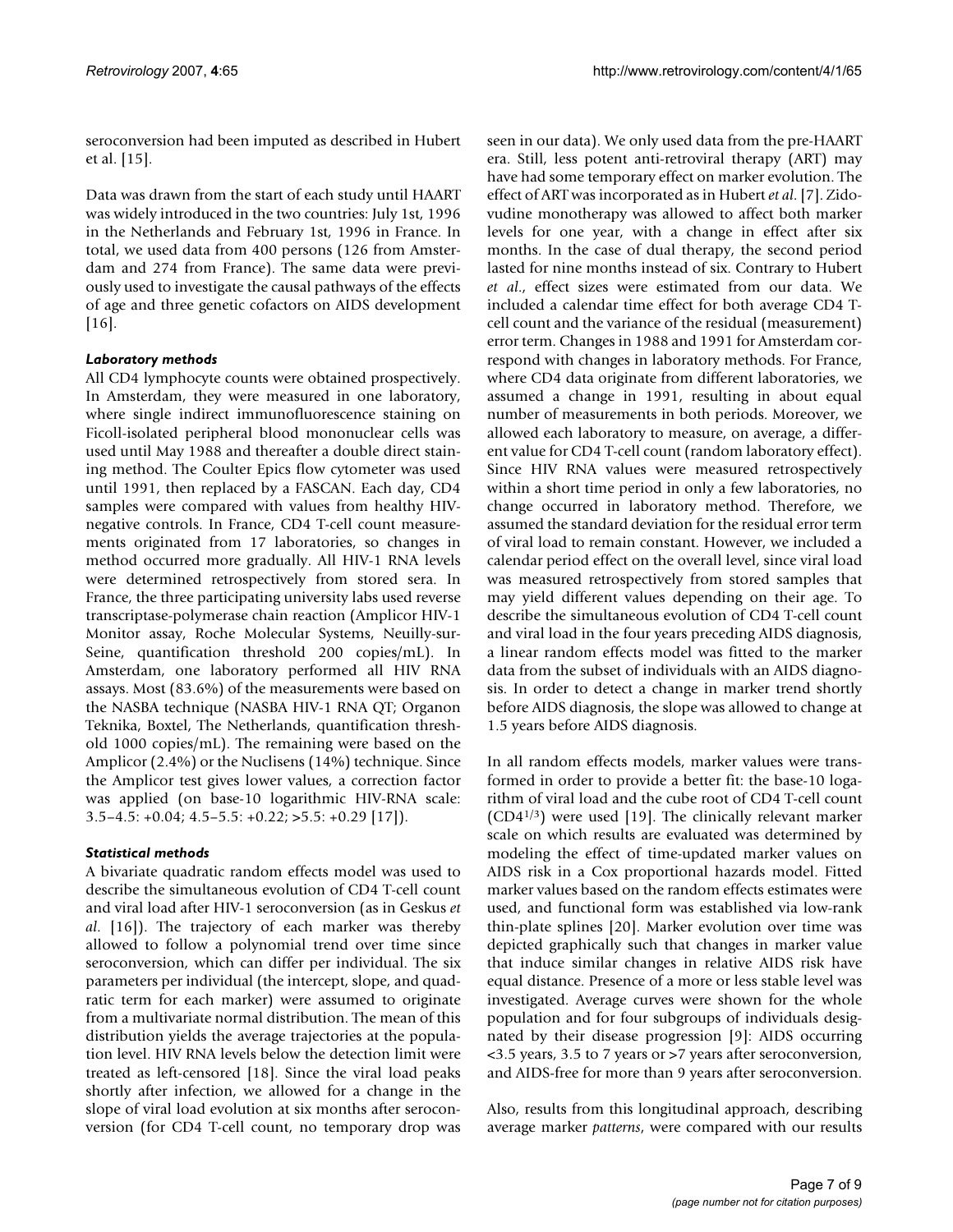seroconversion had been imputed as described in Hubert et al. [15].

Data was drawn from the start of each study until HAART was widely introduced in the two countries: July 1st, 1996 in the Netherlands and February 1st, 1996 in France. In total, we used data from 400 persons (126 from Amsterdam and 274 from France). The same data were previously used to investigate the causal pathways of the effects of age and three genetic cofactors on AIDS development [16].

### *Laboratory methods*

All CD4 lymphocyte counts were obtained prospectively. In Amsterdam, they were measured in one laboratory, where single indirect immunofluorescence staining on Ficoll-isolated peripheral blood mononuclear cells was used until May 1988 and thereafter a double direct staining method. The Coulter Epics flow cytometer was used until 1991, then replaced by a FASCAN. Each day, CD4 samples were compared with values from healthy HIV-negative controls. In France, CD4 T-cell count measurements originated from 17 laboratories, so changes in method occurred more gradually. All HIV-1 RNA levels were determined retrospectively from stored sera. In France, the three participating university labs used reverse transcriptase-polymerase chain reaction (Amplicor HIV-1 Monitor assay, Roche Molecular Systems, Neuilly-sur-Seine, quantification threshold 200 copies/mL). In Amsterdam, one laboratory performed all HIV RNA assays. Most (83.6%) of the measurements were based on the NASBA technique (NASBA HIV-1 RNA QT; Organon Teknika, Boxtel, The Netherlands, quantification threshold 1000 copies/mL). The remaining were based on the Amplicor (2.4%) or the Nuclisens (14%) technique. Since the Amplicor test gives lower values, a correction factor was applied (on base-10 logarithmic HIV-RNA scale: 3.5–4.5: +0.04; 4.5–5.5: +0.22; >5.5: +0.29 [17]).

### *Statistical methods*

A bivariate quadratic random effects model was used to describe the simultaneous evolution of CD4 T-cell count and viral load after HIV-1 seroconversion (as in Geskus *et al.* [16]). The trajectory of each marker was thereby allowed to follow a polynomial trend over time since seroconversion, which can differ per individual. The six parameters per individual (the intercept, slope, and quadratic term for each marker) were assumed to originate from a multivariate normal distribution. The mean of this distribution yields the average trajectories at the population level. HIV RNA levels below the detection limit were treated as left-censored [18]. Since the viral load peaks shortly after infection, we allowed for a change in the slope of viral load evolution at six months after seroconversion (for CD4 T-cell count, no temporary drop was seen in our data). We only used data from the pre-HAART era. Still, less potent anti-retroviral therapy (ART) may have had some temporary effect on marker evolution. The effect of ART was incorporated as in Hubert *et al*. [7]. Zidovudine monotherapy was allowed to affect both marker levels for one year, with a change in effect after six months. In the case of dual therapy, the second period lasted for nine months instead of six. Contrary to Hubert *et al*., effect sizes were estimated from our data. We included a calendar time effect for both average CD4 T-cell count and the variance of the residual (measurement) error term. Changes in 1988 and 1991 for Amsterdam correspond with changes in laboratory methods. For France, where CD4 data originate from different laboratories, we assumed a change in 1991, resulting in about equal number of measurements in both periods. Moreover, we allowed each laboratory to measure, on average, a different value for CD4 T-cell count (random laboratory effect). Since HIV RNA values were measured retrospectively within a short time period in only a few laboratories, no change occurred in laboratory method. Therefore, we assumed the standard deviation for the residual error term of viral load to remain constant. However, we included a calendar period effect on the overall level, since viral load was measured retrospectively from stored samples that may yield different values depending on their age. To describe the simultaneous evolution of CD4 T-cell count and viral load in the four years preceding AIDS diagnosis, a linear random effects model was fitted to the marker data from the subset of individuals with an AIDS diagnosis. In order to detect a change in marker trend shortly before AIDS diagnosis, the slope was allowed to change at 1.5 years before AIDS diagnosis.

In all random effects models, marker values were transformed in order to provide a better fit: the base-10 logarithm of viral load and the cube root of CD4 T-cell count ($CD4^{1/3}$) were used [19]. The clinically relevant marker scale on which results are evaluated was determined by modeling the effect of time-updated marker values on AIDS risk in a Cox proportional hazards model. Fitted marker values based on the random effects estimates were used, and functional form was established via low-rank thin-plate splines [20]. Marker evolution over time was depicted graphically such that changes in marker value that induce similar changes in relative AIDS risk have equal distance. Presence of a more or less stable level was investigated. Average curves were shown for the whole population and for four subgroups of individuals designated by their disease progression [9]: AIDS occurring <3.5 years, 3.5 to 7 years or >7 years after seroconversion, and AIDS-free for more than 9 years after seroconversion.

Also, results from this longitudinal approach, describing average marker *patterns*, were compared with our results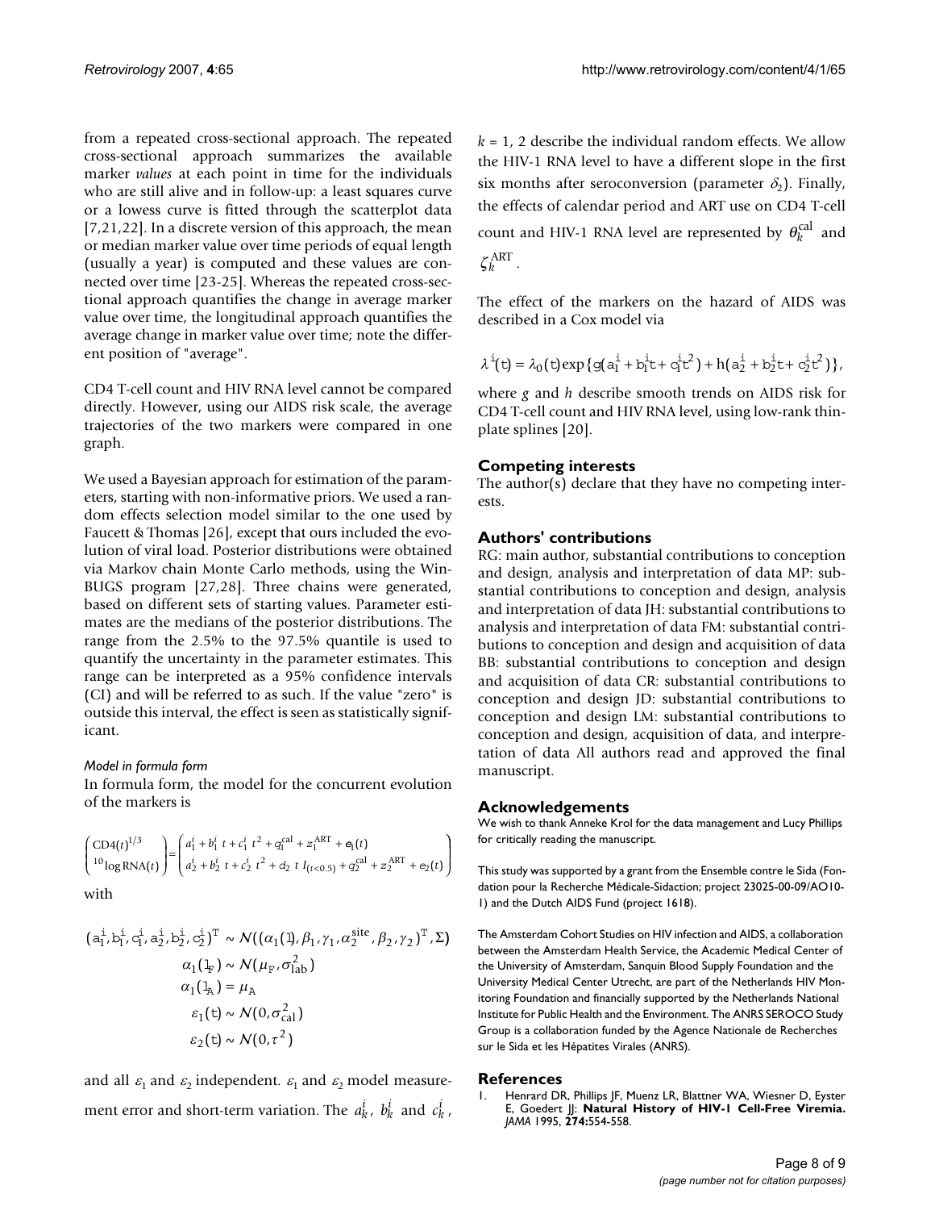from a repeated cross-sectional approach. The repeated cross-sectional approach summarizes the available marker *values* at each point in time for the individuals who are still alive and in follow-up: a least squares curve or a lowess curve is fitted through the scatterplot data [7,21,22]. In a discrete version of this approach, the mean or median marker value over time periods of equal length (usually a year) is computed and these values are connected over time [23-25]. Whereas the repeated cross-sectional approach quantifies the change in average marker value over time, the longitudinal approach quantifies the average change in marker value over time; note the different position of "average".

CD4 T-cell count and HIV RNA level cannot be compared directly. However, using our AIDS risk scale, the average trajectories of the two markers were compared in one graph.

We used a Bayesian approach for estimation of the parameters, starting with non-informative priors. We used a random effects selection model similar to the one used by Faucett & Thomas [26], except that ours included the evolution of viral load. Posterior distributions were obtained via Markov chain Monte Carlo methods, using the WinBUGS program [27,28]. Three chains were generated, based on different sets of starting values. Parameter estimates are the medians of the posterior distributions. The range from the 2.5% to the 97.5% quantile is used to quantify the uncertainty in the parameter estimates. This range can be interpreted as a 95% confidence intervals (CI) and will be referred to as such. If the value "zero" is outside this interval, the effect is seen as statistically significant.

#### *Model in formula form*

In formula form, the model for the concurrent evolution of the markers is

$$\begin{pmatrix} \mathrm{CD4}(t)^{1/3} \\ {}^{10}\log \mathrm{RNA}(t) \end{pmatrix} = \begin{pmatrix} a_1^i + b_1^i\ t + c_1^i\ t^2 + q_1^{\mathrm{cal}} + z_1^{\mathrm{ART}} + e_1(t) \\ a_2^i + b_2^i\ t + c_2^i\ t^2 + d_2\ t\ I_{(t<0.5)} + q_2^{\mathrm{cal}} + z_2^{\mathrm{ART}} + e_2(t) \end{pmatrix}$$

with

$$(a_1^i, b_1^i, c_1^i, a_2^i, b_2^i, c_2^i)^{\mathrm{T}} \sim N((\alpha_1(1), \beta_1, \gamma_1, \alpha_2^{\mathrm{site}}, \beta_2, \gamma_2)^{\mathrm{T}}, \Sigma)$$

$$\alpha_1(1_F) \sim N(\mu_F, \sigma_{\mathrm{lab}}^2)$$

$$\alpha_1(1_A) = \mu_A$$

$$\varepsilon_1(t) \sim N(0, \sigma_{\mathrm{cal}}^2)$$

$$\varepsilon_2(t) \sim N(0, \tau^2)$$

and all $\varepsilon_1$ and $\varepsilon_2$ independent. $\varepsilon_1$ and $\varepsilon_2$ model measurement error and short-term variation. The $a_k^i$, $b_k^i$ and $c_k^i$, $k = 1, 2$ describe the individual random effects. We allow the HIV-1 RNA level to have a different slope in the first six months after seroconversion (parameter $\delta_2$). Finally, the effects of calendar period and ART use on CD4 T-cell count and HIV-1 RNA level are represented by $\theta_k^{\mathrm{cal}}$ and $\zeta_k^{\mathrm{ART}}$.

The effect of the markers on the hazard of AIDS was described in a Cox model via

$$\lambda^i(t) = \lambda_0(t)\exp\{g(a_1^i + b_1^i t + c_1^i t^2) + h(a_2^i + b_2^i t + c_2^i t^2)\},$$

where *g* and *h* describe smooth trends on AIDS risk for CD4 T-cell count and HIV RNA level, using low-rank thin-plate splines [20].

## Competing interests

The author(s) declare that they have no competing interests.

## Authors' contributions

RG: main author, substantial contributions to conception and design, analysis and interpretation of data MP: substantial contributions to conception and design, analysis and interpretation of data JH: substantial contributions to analysis and interpretation of data FM: substantial contributions to conception and design and acquisition of data BB: substantial contributions to conception and design and acquisition of data CR: substantial contributions to conception and design JD: substantial contributions to conception and design LM: substantial contributions to conception and design, acquisition of data, and interpretation of data All authors read and approved the final manuscript.

## Acknowledgements

We wish to thank Anneke Krol for the data management and Lucy Phillips for critically reading the manuscript.

This study was supported by a grant from the Ensemble contre le Sida (Fondation pour la Recherche Médicale-Sidaction; project 23025-00-09/AO10-1) and the Dutch AIDS Fund (project 1618).

The Amsterdam Cohort Studies on HIV infection and AIDS, a collaboration between the Amsterdam Health Service, the Academic Medical Center of the University of Amsterdam, Sanquin Blood Supply Foundation and the University Medical Center Utrecht, are part of the Netherlands HIV Monitoring Foundation and financially supported by the Netherlands National Institute for Public Health and the Environment. The ANRS SEROCO Study Group is a collaboration funded by the Agence Nationale de Recherches sur le Sida et les Hépatites Virales (ANRS).

## References

1. Henrard DR, Phillips JF, Muenz LR, Blattner WA, Wiesner D, Eyster E, Goedert JJ: **Natural History of HIV-1 Cell-Free Viremia.** *JAMA* 1995, **274:**554-558.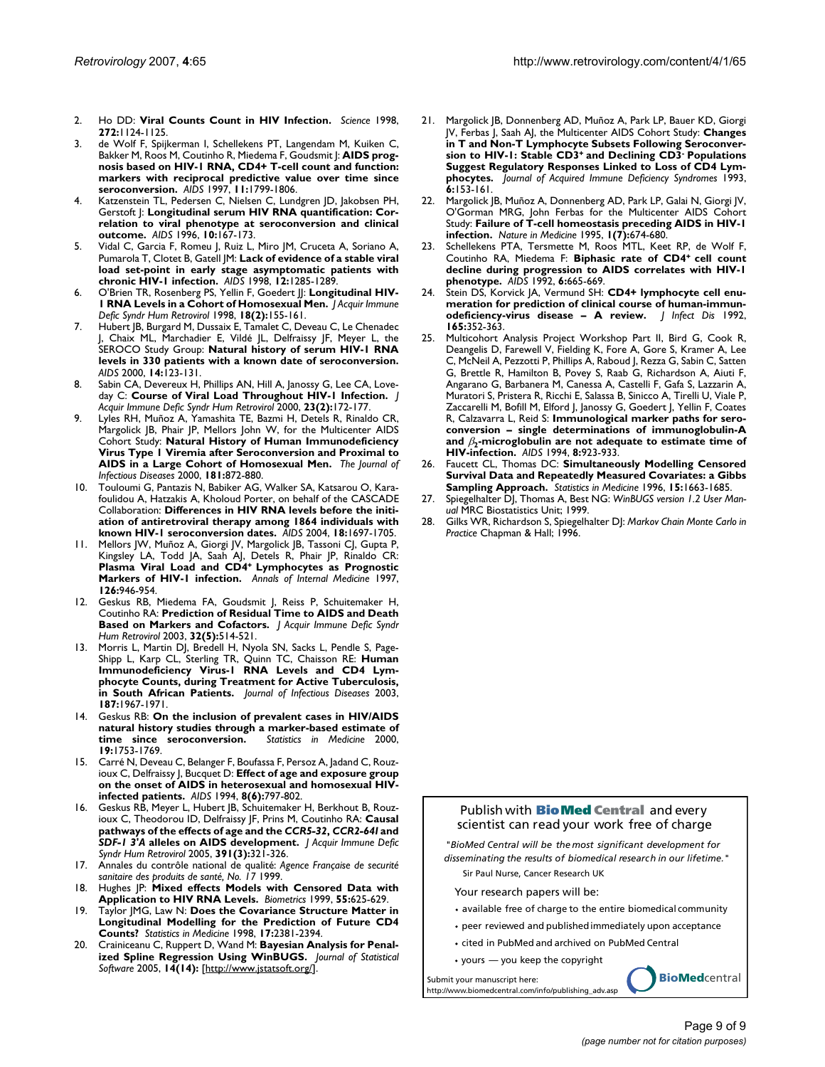2. Ho DD: **Viral Counts Count in HIV Infection.** *Science* 1998, **272:**1124-1125.
3. de Wolf F, Spijkerman I, Schellekens PT, Langendam M, Kuiken C, Bakker M, Roos M, Coutinho R, Miedema F, Goudsmit J: **AIDS prognosis based on HIV-1 RNA, CD4+ T-cell count and function: markers with reciprocal predictive value over time since seroconversion.** *AIDS* 1997, **11:**1799-1806.
4. Katzenstein TL, Pedersen C, Nielsen C, Lundgren JD, Jakobsen PH, Gerstoft J: **Longitudinal serum HIV RNA quantification: Correlation to viral phenotype at seroconversion and clinical outcome.** *AIDS* 1996, **10:**167-173.
5. Vidal C, Garcia F, Romeu J, Ruiz L, Miro JM, Cruceta A, Soriano A, Pumarola T, Clotet B, Gatell JM: **Lack of evidence of a stable viral load set-point in early stage asymptomatic patients with chronic HIV-1 infection.** *AIDS* 1998, **12:**1285-1289.
6. O'Brien TR, Rosenberg PS, Yellin F, Goedert JJ: **Longitudinal HIV-1 RNA Levels in a Cohort of Homosexual Men.** *J Acquir Immune Defic Syndr Hum Retrovirol* 1998, **18(2):**155-161.
7. Hubert JB, Burgard M, Dussaix E, Tamalet C, Deveau C, Le Chenadec J, Chaix ML, Marchadier E, Vildé JL, Delfraissy JF, Meyer L, the SEROCO Study Group: **Natural history of serum HIV-1 RNA levels in 330 patients with a known date of seroconversion.** *AIDS* 2000, **14:**123-131.
8. Sabin CA, Devereux H, Phillips AN, Hill A, Janossy G, Lee CA, Loveday C: **Course of Viral Load Throughout HIV-1 Infection.** *J Acquir Immune Defic Syndr Hum Retrovirol* 2000, **23(2):**172-177.
9. Lyles RH, Muñoz A, Yamashita TE, Bazmi H, Detels R, Rinaldo CR, Margolick JB, Phair JP, Mellors John W, for the Multicenter AIDS Cohort Study: **Natural History of Human Immunodeficiency Virus Type 1 Viremia after Seroconversion and Proximal to AIDS in a Large Cohort of Homosexual Men.** *The Journal of Infectious Diseases* 2000, **181:**872-880.
10. Touloumi G, Pantazis N, Babiker AG, Walker SA, Katsarou O, Karafoulidou A, Hatzakis A, Kholoud Porter, on behalf of the CASCADE Collaboration: **Differences in HIV RNA levels before the initiation of antiretroviral therapy among 1864 individuals with known HIV-1 seroconversion dates.** *AIDS* 2004, **18:**1697-1705.
11. Mellors JW, Muñoz A, Giorgi JV, Margolick JB, Tassoni CJ, Gupta P, Kingsley LA, Todd JA, Saah AJ, Detels R, Phair JP, Rinaldo CR: **Plasma Viral Load and CD4+ Lymphocytes as Prognostic Markers of HIV-1 infection.** *Annals of Internal Medicine* 1997, **126:**946-954.
12. Geskus RB, Miedema FA, Goudsmit J, Reiss P, Schuitemaker H, Coutinho RA: **Prediction of Residual Time to AIDS and Death Based on Markers and Cofactors.** *J Acquir Immune Defic Syndr Hum Retrovirol* 2003, **32(5):**514-521.
13. Morris L, Martin DJ, Bredell H, Nyola SN, Sacks L, Pendle S, Page-Shipp L, Karp CL, Sterling TR, Quinn TC, Chaisson RE: **Human Immunodeficiency Virus-1 RNA Levels and CD4 Lymphocyte Counts, during Treatment for Active Tuberculosis, in South African Patients.** *Journal of Infectious Diseases* 2003, **187:**1967-1971.
14. Geskus RB: **On the inclusion of prevalent cases in HIV/AIDS natural history studies through a marker-based estimate of time since seroconversion.** *Statistics in Medicine* 2000, **19:**1753-1769.
15. Carré N, Deveau C, Belanger F, Boufassa F, Persoz A, Jadand C, Rouzioux C, Delfraissy J, Bucquet D: **Effect of age and exposure group on the onset of AIDS in heterosexual and homosexual HIV-infected patients.** *AIDS* 1994, **8(6):**797-802.
16. Geskus RB, Meyer L, Hubert JB, Schuitemaker H, Berkhout B, Rouzioux C, Theodorou ID, Delfraissy JF, Prins M, Coutinho RA: **Causal pathways of the effects of age and the *CCR5-32*, *CCR2-64I* and *SDF-1 3'A* alleles on AIDS development.** *J Acquir Immune Defic Syndr Hum Retrovirol* 2005, **391(3):**321-326.
17. Annales du contrôle national de qualité: *Agence Française de securité sanitaire des produits de santé, No. 17* 1999.
18. Hughes JP: **Mixed effects Models with Censored Data with Application to HIV RNA Levels.** *Biometrics* 1999, **55:**625-629.
19. Taylor JMG, Law N: **Does the Covariance Structure Matter in Longitudinal Modelling for the Prediction of Future CD4 Counts?** *Statistics in Medicine* 1998, **17:**2381-2394.
20. Crainiceanu C, Ruppert D, Wand M: **Bayesian Analysis for Penalized Spline Regression Using WinBUGS.** *Journal of Statistical Software* 2005, **14(14):** [http://www.jstatsoft.org/].
21. Margolick JB, Donnenberg AD, Muñoz A, Park LP, Bauer KD, Giorgi JV, Ferbas J, Saah AJ, the Multicenter AIDS Cohort Study: **Changes in T and Non-T Lymphocyte Subsets Following Seroconversion to HIV-1: Stable CD3+ and Declining CD3- Populations Suggest Regulatory Responses Linked to Loss of CD4 Lymphocytes.** *Journal of Acquired Immune Deficiency Syndromes* 1993, **6:**153-161.
22. Margolick JB, Muñoz A, Donnenberg AD, Park LP, Galai N, Giorgi JV, O'Gorman MRG, John Ferbas for the Multicenter AIDS Cohort Study: **Failure of T-cell homeostasis preceding AIDS in HIV-1 infection.** *Nature in Medicine* 1995, **1(7):**674-680.
23. Schellekens PTA, Tersmette M, Roos MTL, Keet RP, de Wolf F, Coutinho RA, Miedema F: **Biphasic rate of CD4+ cell count decline during progression to AIDS correlates with HIV-1 phenotype.** *AIDS* 1992, **6:**665-669.
24. Stein DS, Korvick JA, Vermund SH: **CD4+ lymphocyte cell enumeration for prediction of clinical course of human-immunodeficiency-virus disease – A review.** *J Infect Dis* 1992, **165:**352-363.
25. Multicohort Analysis Project Workshop Part II, Bird G, Cook R, Deangelis D, Farewell V, Fielding K, Fore A, Gore S, Kramer A, Lee C, McNeil A, Pezzotti P, Phillips A, Raboud J, Rezza G, Sabin C, Satten G, Brettle R, Hamilton B, Povey S, Raab G, Richardson A, Aiuti F, Angarano G, Barbanera M, Canessa A, Castelli F, Gafa S, Lazzarin A, Muratori S, Pristera R, Ricchi E, Salassa B, Sinicco A, Tirelli U, Viale P, Zaccarelli M, Bofill M, Elford J, Janossy G, Goedert J, Yellin F, Coates R, Calzavarra L, Reid S: **Immunological marker paths for seroconversion – single determinations of immunoglobulin-A and $\beta_2$-microglobulin are not adequate to estimate time of HIV-infection.** *AIDS* 1994, **8:**923-933.
26. Faucett CL, Thomas DC: **Simultaneously Modelling Censored Survival Data and Repeatedly Measured Covariates: a Gibbs Sampling Approach.** *Statistics in Medicine* 1996, **15:**1663-1685.
27. Spiegelhalter DJ, Thomas A, Best NG: *WinBUGS version 1.2 User Manual* MRC Biostatistics Unit; 1999.
28. Gilks WR, Richardson S, Spiegelhalter DJ: *Markov Chain Monte Carlo in Practice* Chapman & Hall; 1996.

Publish with **BioMed Central** and every scientist can read your work free of charge

*"BioMed Central will be the most significant development for disseminating the results of biomedical research in our lifetime."*

Sir Paul Nurse, Cancer Research UK

Your research papers will be:

- available free of charge to the entire biomedical community
- peer reviewed and published immediately upon acceptance
- cited in PubMed and archived on PubMed Central
- yours — you keep the copyright

Submit your manuscript here:
http://www.biomedcentral.com/info/publishing_adv.asp

BioMedcentral